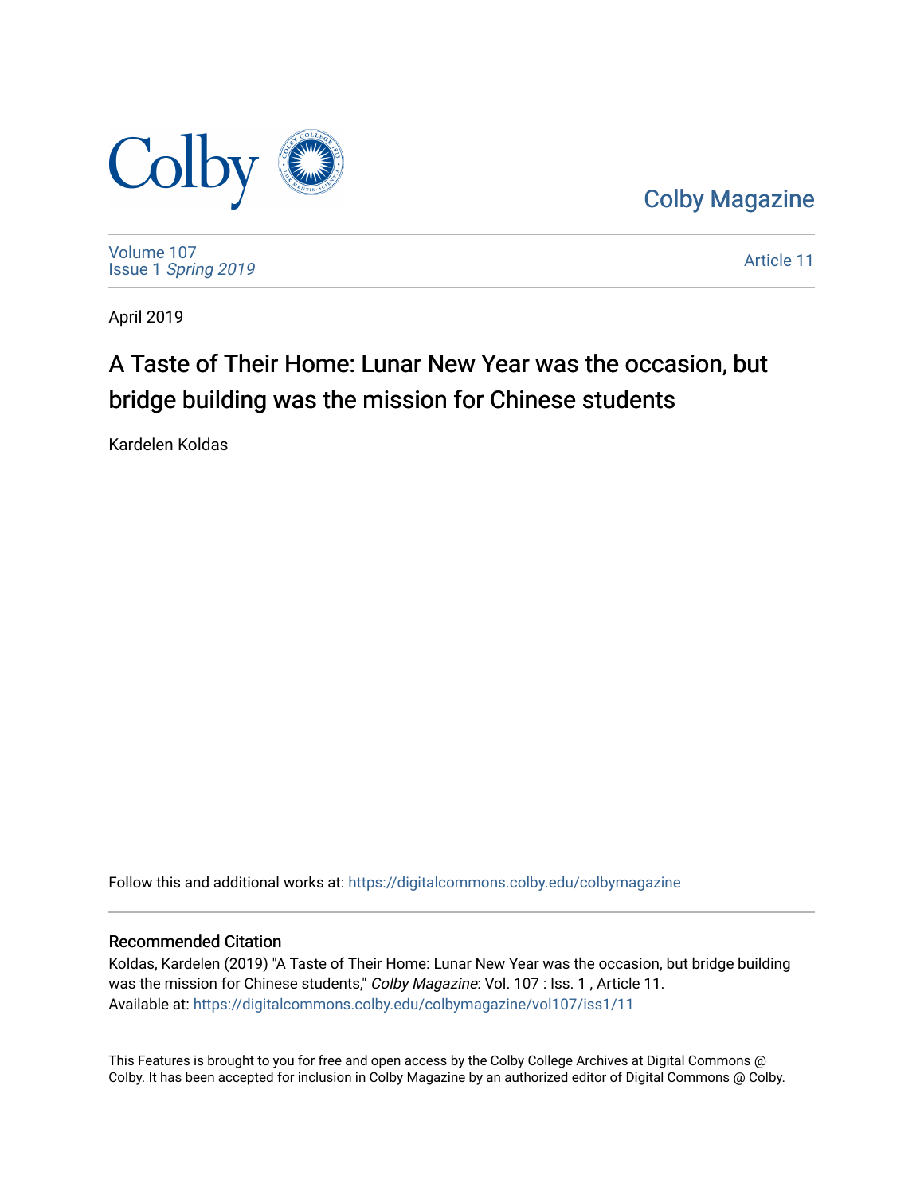Colby Magazine

Volume 107
Issue 1 *Spring 2019*

Article 11

April 2019

# A Taste of Their Home: Lunar New Year was the occasion, but bridge building was the mission for Chinese students

Kardelen Koldas

Follow this and additional works at: https://digitalcommons.colby.edu/colbymagazine

## Recommended Citation

Koldas, Kardelen (2019) "A Taste of Their Home: Lunar New Year was the occasion, but bridge building was the mission for Chinese students," *Colby Magazine*: Vol. 107 : Iss. 1 , Article 11.
Available at: https://digitalcommons.colby.edu/colbymagazine/vol107/iss1/11

This Features is brought to you for free and open access by the Colby College Archives at Digital Commons @ Colby. It has been accepted for inclusion in Colby Magazine by an authorized editor of Digital Commons @ Colby.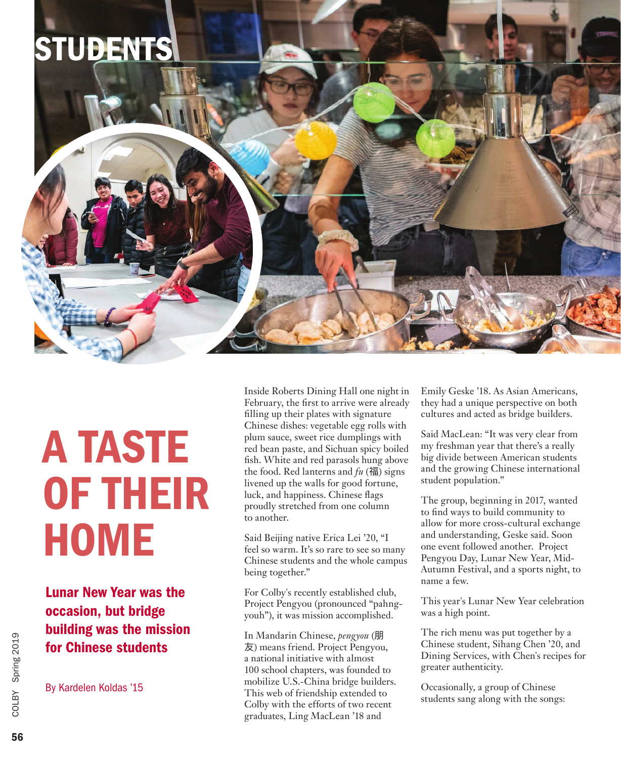STUDENTS

# A TASTE OF THEIR HOME

## Lunar New Year was the occasion, but bridge building was the mission for Chinese students

By Kardelen Koldas '15

Inside Roberts Dining Hall one night in February, the first to arrive were already filling up their plates with signature Chinese dishes: vegetable egg rolls with plum sauce, sweet rice dumplings with red bean paste, and Sichuan spicy boiled fish. White and red parasols hung above the food. Red lanterns and *fu* (福) signs livened up the walls for good fortune, luck, and happiness. Chinese flags proudly stretched from one column to another.

Said Beijing native Erica Lei '20, "I feel so warm. It's so rare to see so many Chinese students and the whole campus being together."

For Colby's recently established club, Project Pengyou (pronounced "pahng-youh"), it was mission accomplished.

In Mandarin Chinese, *pengyou* (朋友) means friend. Project Pengyou, a national initiative with almost 100 school chapters, was founded to mobilize U.S.-China bridge builders. This web of friendship extended to Colby with the efforts of two recent graduates, Ling MacLean '18 and Emily Geske '18. As Asian Americans, they had a unique perspective on both cultures and acted as bridge builders.

Said MacLean: "It was very clear from my freshman year that there's a really big divide between American students and the growing Chinese international student population."

The group, beginning in 2017, wanted to find ways to build community to allow for more cross-cultural exchange and understanding, Geske said. Soon one event followed another. Project Pengyou Day, Lunar New Year, Mid-Autumn Festival, and a sports night, to name a few.

This year's Lunar New Year celebration was a high point.

The rich menu was put together by a Chinese student, Sihang Chen '20, and Dining Services, with Chen's recipes for greater authenticity.

Occasionally, a group of Chinese students sang along with the songs: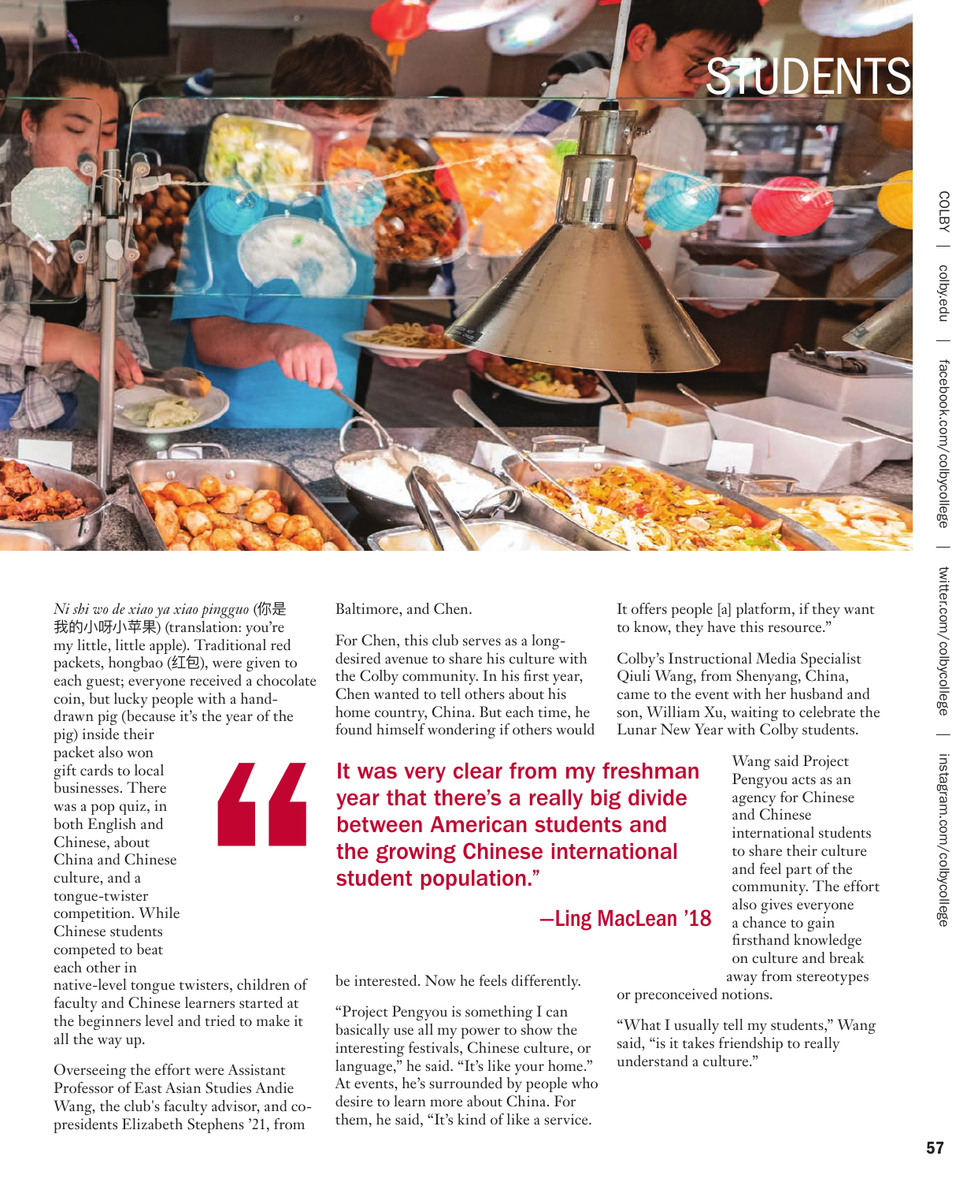# STUDENTS

*Ni shi wo de xiao ya xiao pingguo* (你是我的小呀小苹果) (translation: you're my little, little apple). Traditional red packets, hongbao (红包), were given to each guest; everyone received a chocolate coin, but lucky people with a hand-drawn pig (because it's the year of the pig) inside their packet also won gift cards to local businesses. There was a pop quiz, in both English and Chinese, about China and Chinese culture, and a tongue-twister competition. While Chinese students competed to beat each other in native-level tongue twisters, children of faculty and Chinese learners started at the beginners level and tried to make it all the way up.

Overseeing the effort were Assistant Professor of East Asian Studies Andie Wang, the club's faculty advisor, and co-presidents Elizabeth Stephens '21, from Baltimore, and Chen.

For Chen, this club serves as a long-desired avenue to share his culture with the Colby community. In his first year, Chen wanted to tell others about his home country, China. But each time, he found himself wondering if others would be interested. Now he feels differently.

> **It was very clear from my freshman year that there's a really big divide between American students and the growing Chinese international student population."**
>
> **—Ling MacLean '18**

"Project Pengyou is something I can basically use all my power to show the interesting festivals, Chinese culture, or language," he said. "It's like your home." At events, he's surrounded by people who desire to learn more about China. For them, he said, "It's kind of like a service. It offers people [a] platform, if they want to know, they have this resource."

Colby's Instructional Media Specialist Qiuli Wang, from Shenyang, China, came to the event with her husband and son, William Xu, waiting to celebrate the Lunar New Year with Colby students.

Wang said Project Pengyou acts as an agency for Chinese and Chinese international students to share their culture and feel part of the community. The effort also gives everyone a chance to gain firsthand knowledge on culture and break away from stereotypes or preconceived notions.

"What I usually tell my students," Wang said, "is it takes friendship to really understand a culture."